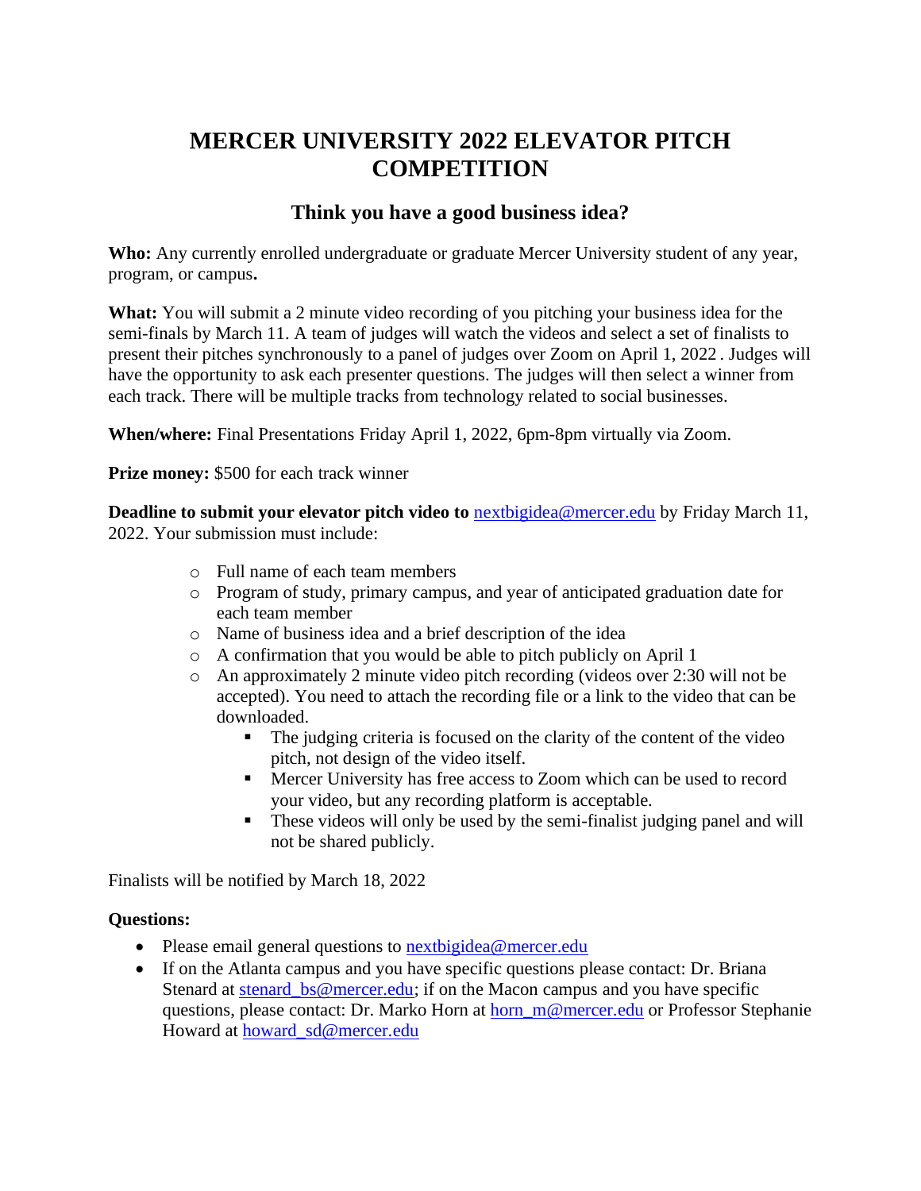# MERCER UNIVERSITY 2022 ELEVATOR PITCH COMPETITION

## Think you have a good business idea?

**Who:** Any currently enrolled undergraduate or graduate Mercer University student of any year, program, or campus**.**

**What:** You will submit a 2 minute video recording of you pitching your business idea for the semi-finals by March 11. A team of judges will watch the videos and select a set of finalists to present their pitches synchronously to a panel of judges over Zoom on April 1, 2022 . Judges will have the opportunity to ask each presenter questions. The judges will then select a winner from each track. There will be multiple tracks from technology related to social businesses.

**When/where:** Final Presentations Friday April 1, 2022, 6pm-8pm virtually via Zoom.

**Prize money:** $500 for each track winner

**Deadline to submit your elevator pitch video to** nextbigidea@mercer.edu by Friday March 11, 2022. Your submission must include:

- Full name of each team members
- Program of study, primary campus, and year of anticipated graduation date for each team member
- Name of business idea and a brief description of the idea
- A confirmation that you would be able to pitch publicly on April 1
- An approximately 2 minute video pitch recording (videos over 2:30 will not be accepted). You need to attach the recording file or a link to the video that can be downloaded.
  - The judging criteria is focused on the clarity of the content of the video pitch, not design of the video itself.
  - Mercer University has free access to Zoom which can be used to record your video, but any recording platform is acceptable.
  - These videos will only be used by the semi-finalist judging panel and will not be shared publicly.

Finalists will be notified by March 18, 2022

**Questions:**

- Please email general questions to nextbigidea@mercer.edu
- If on the Atlanta campus and you have specific questions please contact: Dr. Briana Stenard at stenard_bs@mercer.edu; if on the Macon campus and you have specific questions, please contact: Dr. Marko Horn at horn_m@mercer.edu or Professor Stephanie Howard at howard_sd@mercer.edu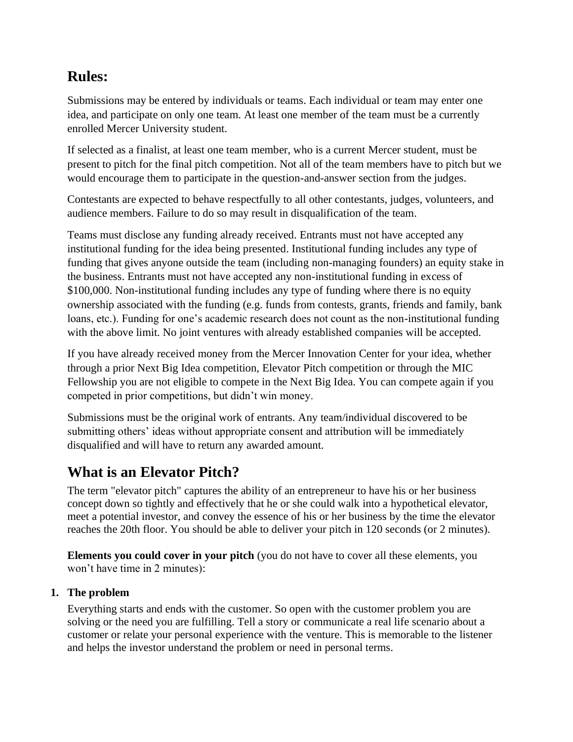## Rules:

Submissions may be entered by individuals or teams. Each individual or team may enter one idea, and participate on only one team. At least one member of the team must be a currently enrolled Mercer University student.

If selected as a finalist, at least one team member, who is a current Mercer student, must be present to pitch for the final pitch competition. Not all of the team members have to pitch but we would encourage them to participate in the question-and-answer section from the judges.

Contestants are expected to behave respectfully to all other contestants, judges, volunteers, and audience members. Failure to do so may result in disqualification of the team.

Teams must disclose any funding already received. Entrants must not have accepted any institutional funding for the idea being presented. Institutional funding includes any type of funding that gives anyone outside the team (including non-managing founders) an equity stake in the business. Entrants must not have accepted any non-institutional funding in excess of $100,000. Non-institutional funding includes any type of funding where there is no equity ownership associated with the funding (e.g. funds from contests, grants, friends and family, bank loans, etc.). Funding for one's academic research does not count as the non-institutional funding with the above limit. No joint ventures with already established companies will be accepted.

If you have already received money from the Mercer Innovation Center for your idea, whether through a prior Next Big Idea competition, Elevator Pitch competition or through the MIC Fellowship you are not eligible to compete in the Next Big Idea. You can compete again if you competed in prior competitions, but didn't win money.

Submissions must be the original work of entrants. Any team/individual discovered to be submitting others' ideas without appropriate consent and attribution will be immediately disqualified and will have to return any awarded amount.

## What is an Elevator Pitch?

The term "elevator pitch" captures the ability of an entrepreneur to have his or her business concept down so tightly and effectively that he or she could walk into a hypothetical elevator, meet a potential investor, and convey the essence of his or her business by the time the elevator reaches the 20th floor. You should be able to deliver your pitch in 120 seconds (or 2 minutes).

**Elements you could cover in your pitch** (you do not have to cover all these elements, you won't have time in 2 minutes):

1. **The problem**

   Everything starts and ends with the customer. So open with the customer problem you are solving or the need you are fulfilling. Tell a story or communicate a real life scenario about a customer or relate your personal experience with the venture. This is memorable to the listener and helps the investor understand the problem or need in personal terms.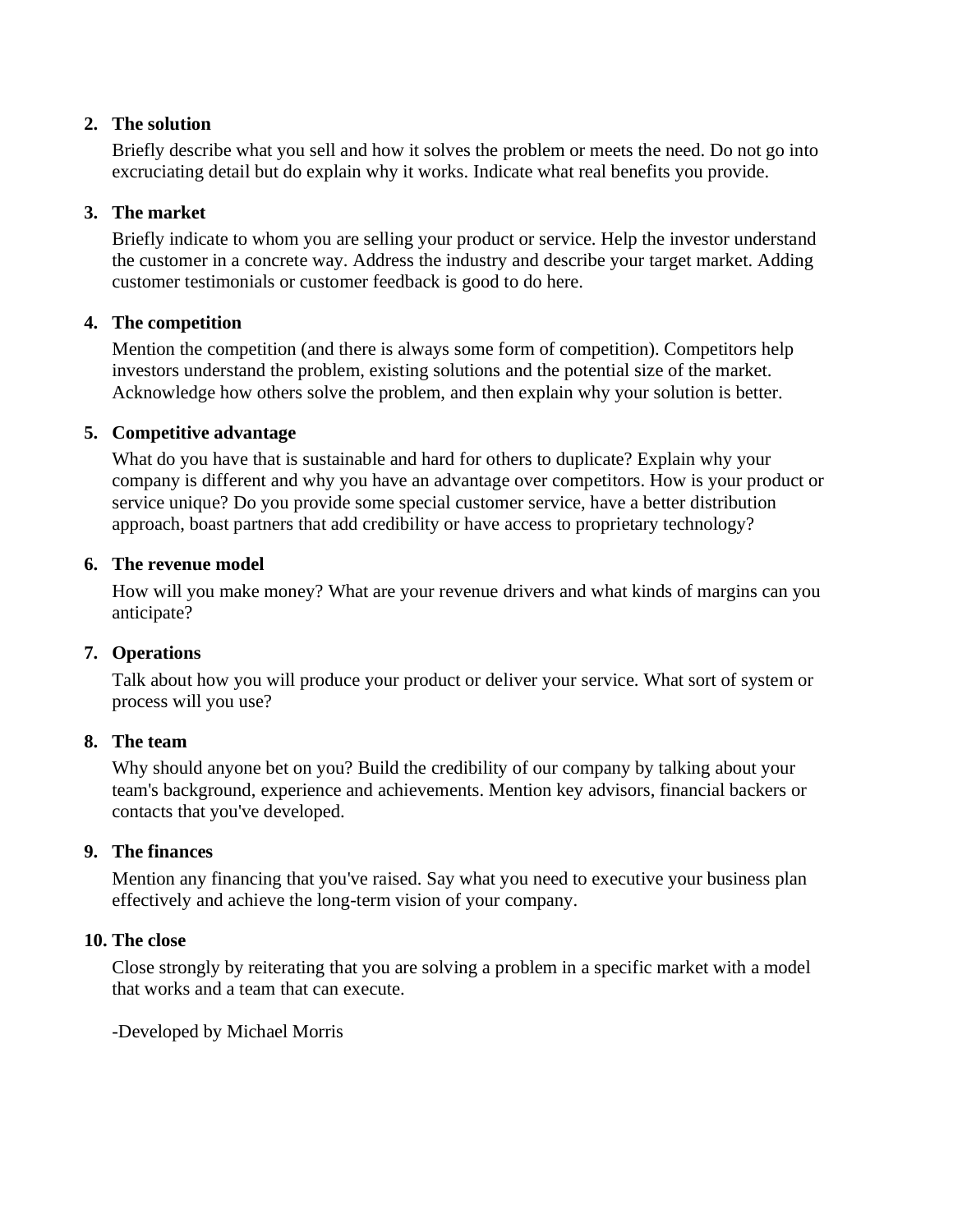2. **The solution**

   Briefly describe what you sell and how it solves the problem or meets the need. Do not go into excruciating detail but do explain why it works. Indicate what real benefits you provide.

3. **The market**

   Briefly indicate to whom you are selling your product or service. Help the investor understand the customer in a concrete way. Address the industry and describe your target market. Adding customer testimonials or customer feedback is good to do here.

4. **The competition**

   Mention the competition (and there is always some form of competition). Competitors help investors understand the problem, existing solutions and the potential size of the market. Acknowledge how others solve the problem, and then explain why your solution is better.

5. **Competitive advantage**

   What do you have that is sustainable and hard for others to duplicate? Explain why your company is different and why you have an advantage over competitors. How is your product or service unique? Do you provide some special customer service, have a better distribution approach, boast partners that add credibility or have access to proprietary technology?

6. **The revenue model**

   How will you make money? What are your revenue drivers and what kinds of margins can you anticipate?

7. **Operations**

   Talk about how you will produce your product or deliver your service. What sort of system or process will you use?

8. **The team**

   Why should anyone bet on you? Build the credibility of our company by talking about your team's background, experience and achievements. Mention key advisors, financial backers or contacts that you've developed.

9. **The finances**

   Mention any financing that you've raised. Say what you need to executive your business plan effectively and achieve the long-term vision of your company.

10. **The close**

    Close strongly by reiterating that you are solving a problem in a specific market with a model that works and a team that can execute.

    -Developed by Michael Morris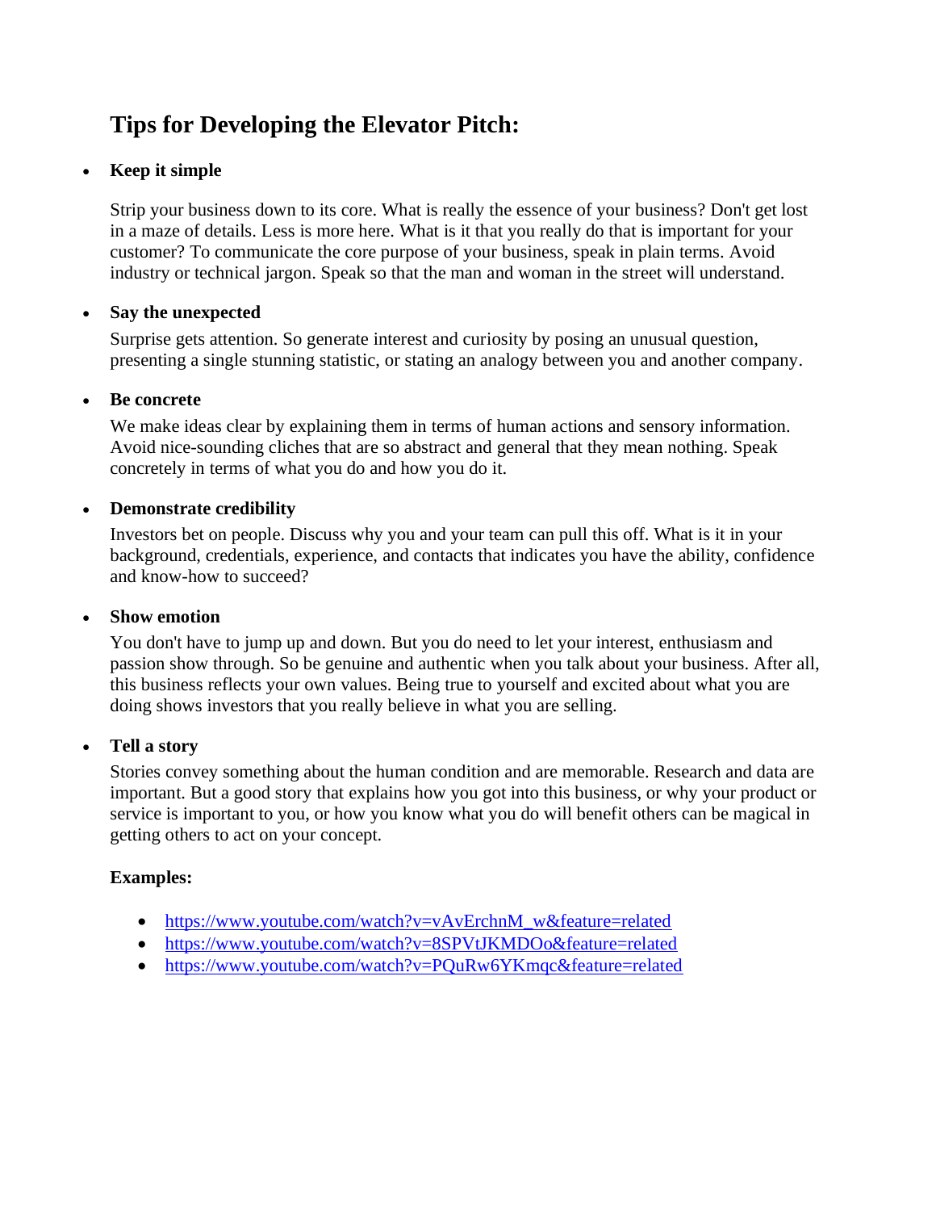## Tips for Developing the Elevator Pitch:

- **Keep it simple**

  Strip your business down to its core. What is really the essence of your business? Don't get lost in a maze of details. Less is more here. What is it that you really do that is important for your customer? To communicate the core purpose of your business, speak in plain terms. Avoid industry or technical jargon. Speak so that the man and woman in the street will understand.

- **Say the unexpected**

  Surprise gets attention. So generate interest and curiosity by posing an unusual question, presenting a single stunning statistic, or stating an analogy between you and another company.

- **Be concrete**

  We make ideas clear by explaining them in terms of human actions and sensory information. Avoid nice-sounding cliches that are so abstract and general that they mean nothing. Speak concretely in terms of what you do and how you do it.

- **Demonstrate credibility**

  Investors bet on people. Discuss why you and your team can pull this off. What is it in your background, credentials, experience, and contacts that indicates you have the ability, confidence and know-how to succeed?

- **Show emotion**

  You don't have to jump up and down. But you do need to let your interest, enthusiasm and passion show through. So be genuine and authentic when you talk about your business. After all, this business reflects your own values. Being true to yourself and excited about what you are doing shows investors that you really believe in what you are selling.

- **Tell a story**

  Stories convey something about the human condition and are memorable. Research and data are important. But a good story that explains how you got into this business, or why your product or service is important to you, or how you know what you do will benefit others can be magical in getting others to act on your concept.

  **Examples:**

  - https://www.youtube.com/watch?v=vAvErchnM_w&feature=related
  - https://www.youtube.com/watch?v=8SPVtJKMDOo&feature=related
  - https://www.youtube.com/watch?v=PQuRw6YKmqc&feature=related